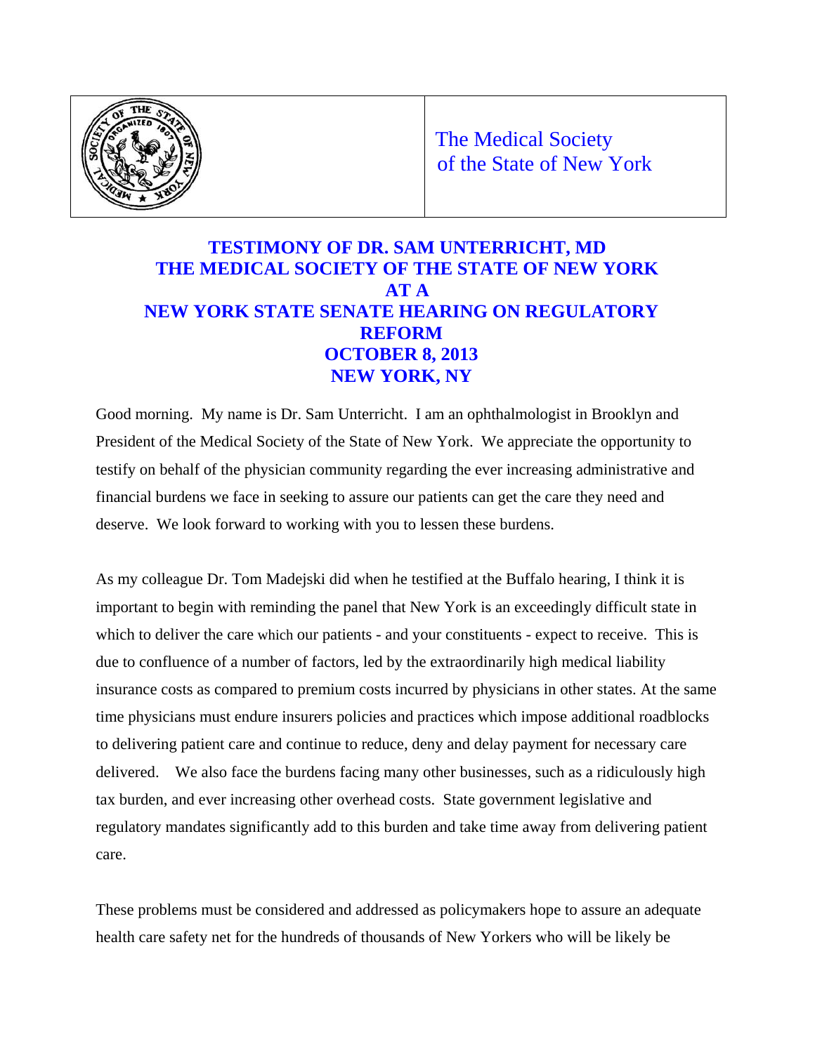The Medical Society of the State of New York

# TESTIMONY OF DR. SAM UNTERRICHT, MD THE MEDICAL SOCIETY OF THE STATE OF NEW YORK AT A NEW YORK STATE SENATE HEARING ON REGULATORY REFORM OCTOBER 8, 2013 NEW YORK, NY

Good morning. My name is Dr. Sam Unterricht. I am an ophthalmologist in Brooklyn and President of the Medical Society of the State of New York. We appreciate the opportunity to testify on behalf of the physician community regarding the ever increasing administrative and financial burdens we face in seeking to assure our patients can get the care they need and deserve. We look forward to working with you to lessen these burdens.

As my colleague Dr. Tom Madejski did when he testified at the Buffalo hearing, I think it is important to begin with reminding the panel that New York is an exceedingly difficult state in which to deliver the care which our patients - and your constituents - expect to receive. This is due to confluence of a number of factors, led by the extraordinarily high medical liability insurance costs as compared to premium costs incurred by physicians in other states. At the same time physicians must endure insurers policies and practices which impose additional roadblocks to delivering patient care and continue to reduce, deny and delay payment for necessary care delivered. We also face the burdens facing many other businesses, such as a ridiculously high tax burden, and ever increasing other overhead costs. State government legislative and regulatory mandates significantly add to this burden and take time away from delivering patient care.

These problems must be considered and addressed as policymakers hope to assure an adequate health care safety net for the hundreds of thousands of New Yorkers who will be likely be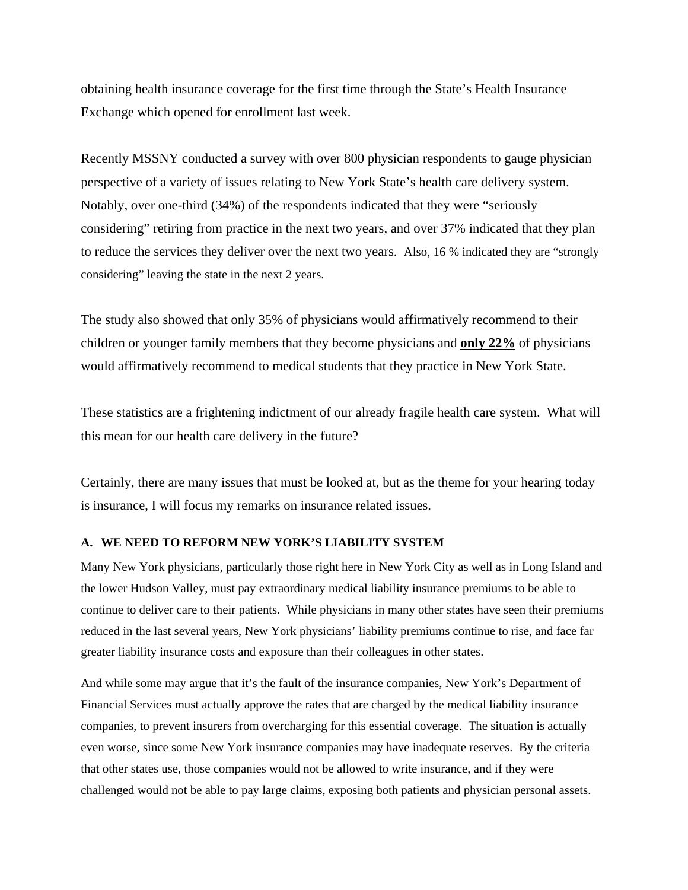obtaining health insurance coverage for the first time through the State's Health Insurance Exchange which opened for enrollment last week.

Recently MSSNY conducted a survey with over 800 physician respondents to gauge physician perspective of a variety of issues relating to New York State's health care delivery system. Notably, over one-third (34%) of the respondents indicated that they were "seriously considering" retiring from practice in the next two years, and over 37% indicated that they plan to reduce the services they deliver over the next two years. Also, 16 % indicated they are "strongly considering" leaving the state in the next 2 years.

The study also showed that only 35% of physicians would affirmatively recommend to their children or younger family members that they become physicians and **only 22%** of physicians would affirmatively recommend to medical students that they practice in New York State.

These statistics are a frightening indictment of our already fragile health care system. What will this mean for our health care delivery in the future?

Certainly, there are many issues that must be looked at, but as the theme for your hearing today is insurance, I will focus my remarks on insurance related issues.

### A. WE NEED TO REFORM NEW YORK'S LIABILITY SYSTEM

Many New York physicians, particularly those right here in New York City as well as in Long Island and the lower Hudson Valley, must pay extraordinary medical liability insurance premiums to be able to continue to deliver care to their patients. While physicians in many other states have seen their premiums reduced in the last several years, New York physicians' liability premiums continue to rise, and face far greater liability insurance costs and exposure than their colleagues in other states.

And while some may argue that it's the fault of the insurance companies, New York's Department of Financial Services must actually approve the rates that are charged by the medical liability insurance companies, to prevent insurers from overcharging for this essential coverage. The situation is actually even worse, since some New York insurance companies may have inadequate reserves. By the criteria that other states use, those companies would not be allowed to write insurance, and if they were challenged would not be able to pay large claims, exposing both patients and physician personal assets.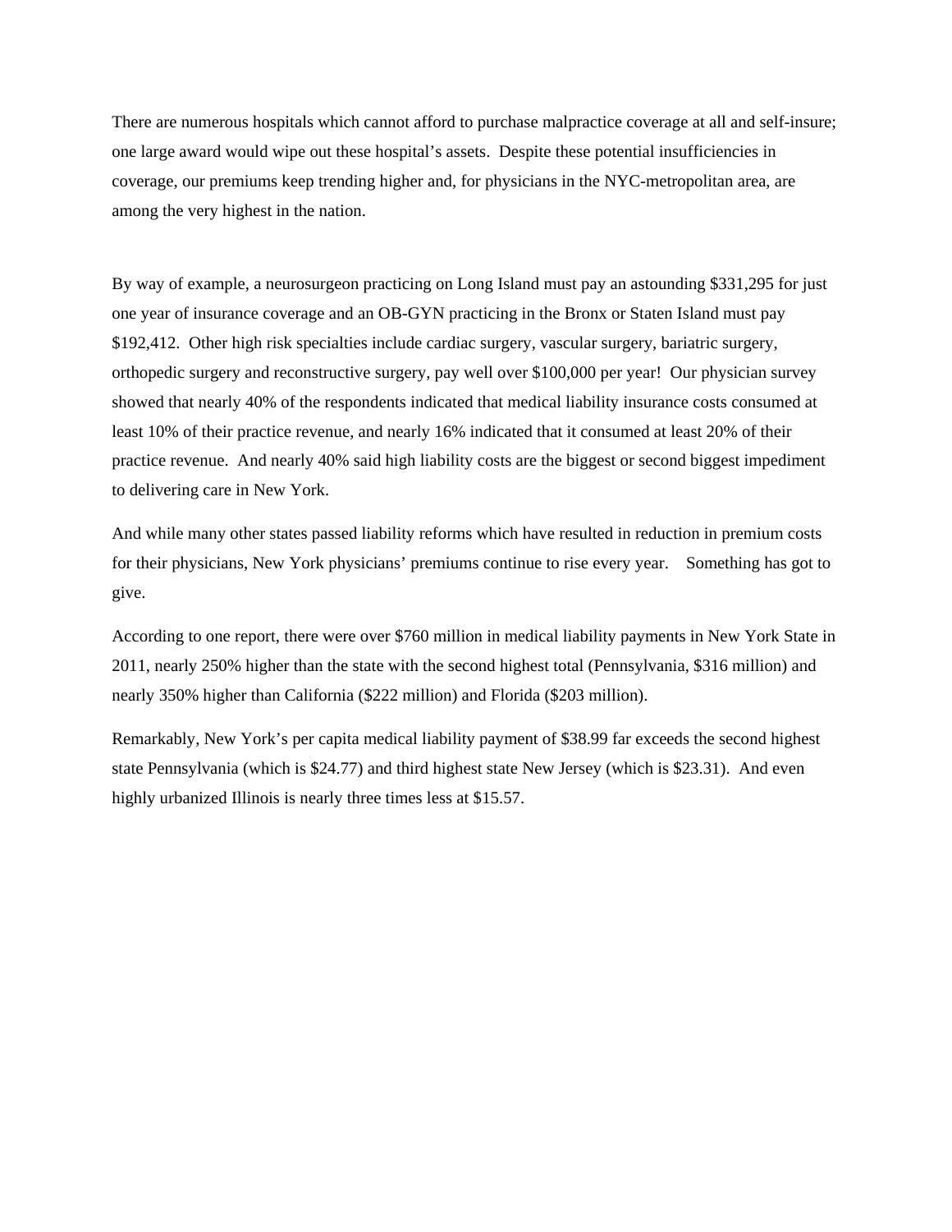There are numerous hospitals which cannot afford to purchase malpractice coverage at all and self-insure; one large award would wipe out these hospital's assets. Despite these potential insufficiencies in coverage, our premiums keep trending higher and, for physicians in the NYC-metropolitan area, are among the very highest in the nation.

By way of example, a neurosurgeon practicing on Long Island must pay an astounding $331,295 for just one year of insurance coverage and an OB-GYN practicing in the Bronx or Staten Island must pay $192,412. Other high risk specialties include cardiac surgery, vascular surgery, bariatric surgery, orthopedic surgery and reconstructive surgery, pay well over $100,000 per year! Our physician survey showed that nearly 40% of the respondents indicated that medical liability insurance costs consumed at least 10% of their practice revenue, and nearly 16% indicated that it consumed at least 20% of their practice revenue. And nearly 40% said high liability costs are the biggest or second biggest impediment to delivering care in New York.

And while many other states passed liability reforms which have resulted in reduction in premium costs for their physicians, New York physicians' premiums continue to rise every year. Something has got to give.

According to one report, there were over $760 million in medical liability payments in New York State in 2011, nearly 250% higher than the state with the second highest total (Pennsylvania, $316 million) and nearly 350% higher than California ($222 million) and Florida ($203 million).

Remarkably, New York's per capita medical liability payment of $38.99 far exceeds the second highest state Pennsylvania (which is $24.77) and third highest state New Jersey (which is $23.31). And even highly urbanized Illinois is nearly three times less at $15.57.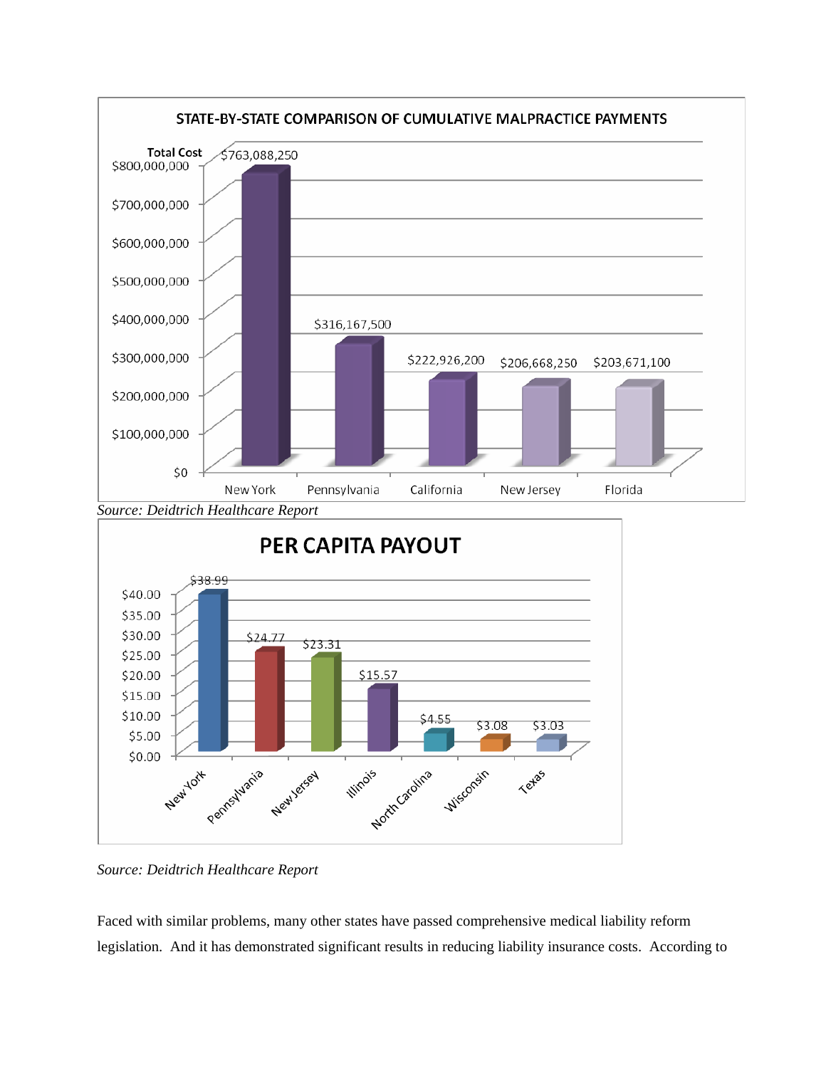**STATE-BY-STATE COMPARISON OF CUMULATIVE MALPRACTICE PAYMENTS**

| State | Total Cost |
|---|---|
| New York | $763,088,250 |
| Pennsylvania | $316,167,500 |
| California | $222,926,200 |
| New Jersey | $206,668,250 |
| Florida | $203,671,100 |

*Source: Deidtrich Healthcare Report*

**PER CAPITA PAYOUT**

| State | Per Capita Payout |
|---|---|
| New York | $38.99 |
| Pennsylvania | $24.77 |
| New Jersey | $23.31 |
| Illinois | $15.57 |
| North Carolina | $4.55 |
| Wisconsin | $3.08 |
| Texas | $3.03 |

*Source: Deidtrich Healthcare Report*

Faced with similar problems, many other states have passed comprehensive medical liability reform legislation. And it has demonstrated significant results in reducing liability insurance costs. According to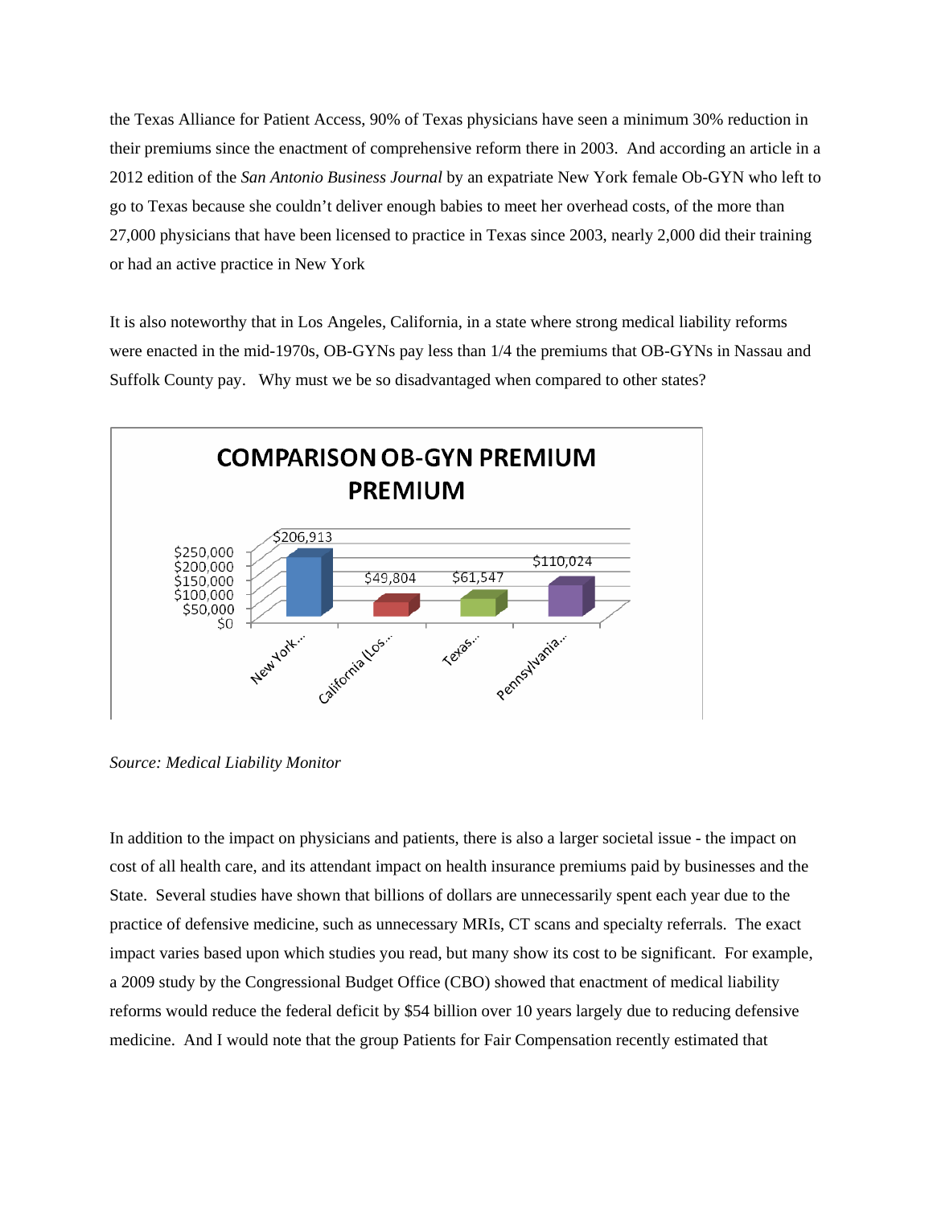the Texas Alliance for Patient Access, 90% of Texas physicians have seen a minimum 30% reduction in their premiums since the enactment of comprehensive reform there in 2003. And according an article in a 2012 edition of the *San Antonio Business Journal* by an expatriate New York female Ob-GYN who left to go to Texas because she couldn't deliver enough babies to meet her overhead costs, of the more than 27,000 physicians that have been licensed to practice in Texas since 2003, nearly 2,000 did their training or had an active practice in New York

It is also noteworthy that in Los Angeles, California, in a state where strong medical liability reforms were enacted in the mid-1970s, OB-GYNs pay less than 1/4 the premiums that OB-GYNs in Nassau and Suffolk County pay. Why must we be so disadvantaged when compared to other states?

**COMPARISON OB-GYN PREMIUM PREMIUM**

| New York... | California (Los... | Texas... | Pennsylvania... |
| --- | --- | --- | --- |
| $206,913 | $49,804 | $61,547 | $110,024 |

*Source: Medical Liability Monitor*

In addition to the impact on physicians and patients, there is also a larger societal issue - the impact on cost of all health care, and its attendant impact on health insurance premiums paid by businesses and the State. Several studies have shown that billions of dollars are unnecessarily spent each year due to the practice of defensive medicine, such as unnecessary MRIs, CT scans and specialty referrals. The exact impact varies based upon which studies you read, but many show its cost to be significant. For example, a 2009 study by the Congressional Budget Office (CBO) showed that enactment of medical liability reforms would reduce the federal deficit by $54 billion over 10 years largely due to reducing defensive medicine. And I would note that the group Patients for Fair Compensation recently estimated that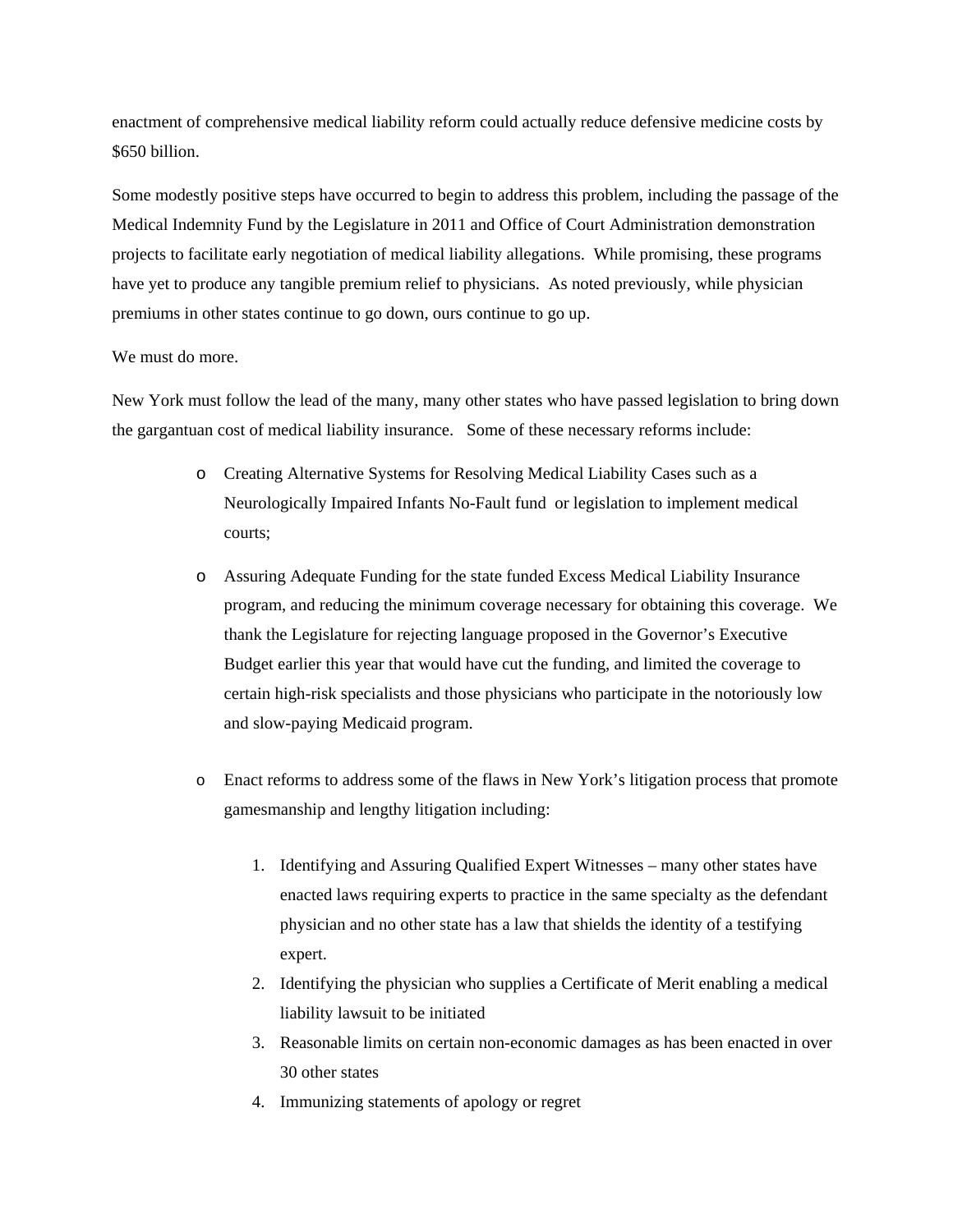enactment of comprehensive medical liability reform could actually reduce defensive medicine costs by $650 billion.

Some modestly positive steps have occurred to begin to address this problem, including the passage of the Medical Indemnity Fund by the Legislature in 2011 and Office of Court Administration demonstration projects to facilitate early negotiation of medical liability allegations. While promising, these programs have yet to produce any tangible premium relief to physicians. As noted previously, while physician premiums in other states continue to go down, ours continue to go up.

We must do more.

New York must follow the lead of the many, many other states who have passed legislation to bring down the gargantuan cost of medical liability insurance. Some of these necessary reforms include:

- Creating Alternative Systems for Resolving Medical Liability Cases such as a Neurologically Impaired Infants No-Fault fund or legislation to implement medical courts;
- Assuring Adequate Funding for the state funded Excess Medical Liability Insurance program, and reducing the minimum coverage necessary for obtaining this coverage. We thank the Legislature for rejecting language proposed in the Governor's Executive Budget earlier this year that would have cut the funding, and limited the coverage to certain high-risk specialists and those physicians who participate in the notoriously low and slow-paying Medicaid program.
- Enact reforms to address some of the flaws in New York's litigation process that promote gamesmanship and lengthy litigation including:

    1. Identifying and Assuring Qualified Expert Witnesses – many other states have enacted laws requiring experts to practice in the same specialty as the defendant physician and no other state has a law that shields the identity of a testifying expert.
    2. Identifying the physician who supplies a Certificate of Merit enabling a medical liability lawsuit to be initiated
    3. Reasonable limits on certain non-economic damages as has been enacted in over 30 other states
    4. Immunizing statements of apology or regret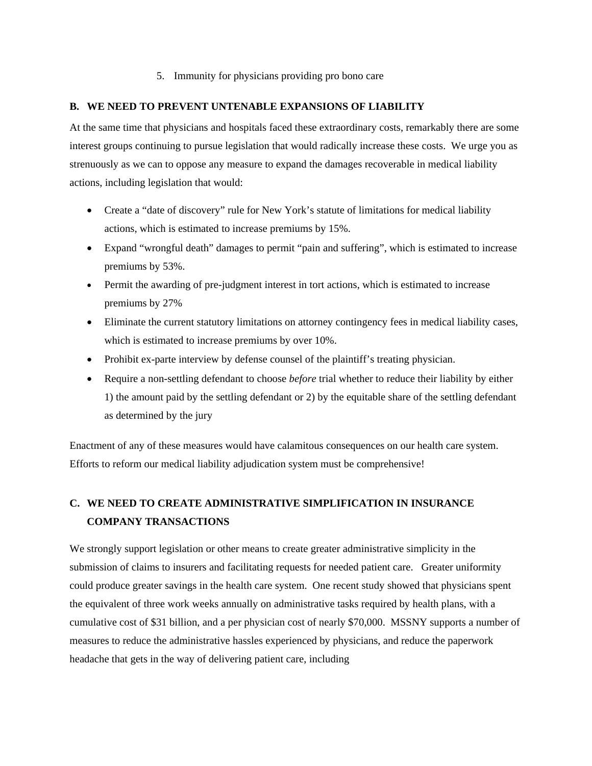5. Immunity for physicians providing pro bono care

## B. WE NEED TO PREVENT UNTENABLE EXPANSIONS OF LIABILITY

At the same time that physicians and hospitals faced these extraordinary costs, remarkably there are some interest groups continuing to pursue legislation that would radically increase these costs. We urge you as strenuously as we can to oppose any measure to expand the damages recoverable in medical liability actions, including legislation that would:

- Create a "date of discovery" rule for New York's statute of limitations for medical liability actions, which is estimated to increase premiums by 15%.
- Expand "wrongful death" damages to permit "pain and suffering", which is estimated to increase premiums by 53%.
- Permit the awarding of pre-judgment interest in tort actions, which is estimated to increase premiums by 27%
- Eliminate the current statutory limitations on attorney contingency fees in medical liability cases, which is estimated to increase premiums by over 10%.
- Prohibit ex-parte interview by defense counsel of the plaintiff's treating physician.
- Require a non-settling defendant to choose *before* trial whether to reduce their liability by either 1) the amount paid by the settling defendant or 2) by the equitable share of the settling defendant as determined by the jury

Enactment of any of these measures would have calamitous consequences on our health care system. Efforts to reform our medical liability adjudication system must be comprehensive!

## C. WE NEED TO CREATE ADMINISTRATIVE SIMPLIFICATION IN INSURANCE COMPANY TRANSACTIONS

We strongly support legislation or other means to create greater administrative simplicity in the submission of claims to insurers and facilitating requests for needed patient care. Greater uniformity could produce greater savings in the health care system. One recent study showed that physicians spent the equivalent of three work weeks annually on administrative tasks required by health plans, with a cumulative cost of $31 billion, and a per physician cost of nearly $70,000. MSSNY supports a number of measures to reduce the administrative hassles experienced by physicians, and reduce the paperwork headache that gets in the way of delivering patient care, including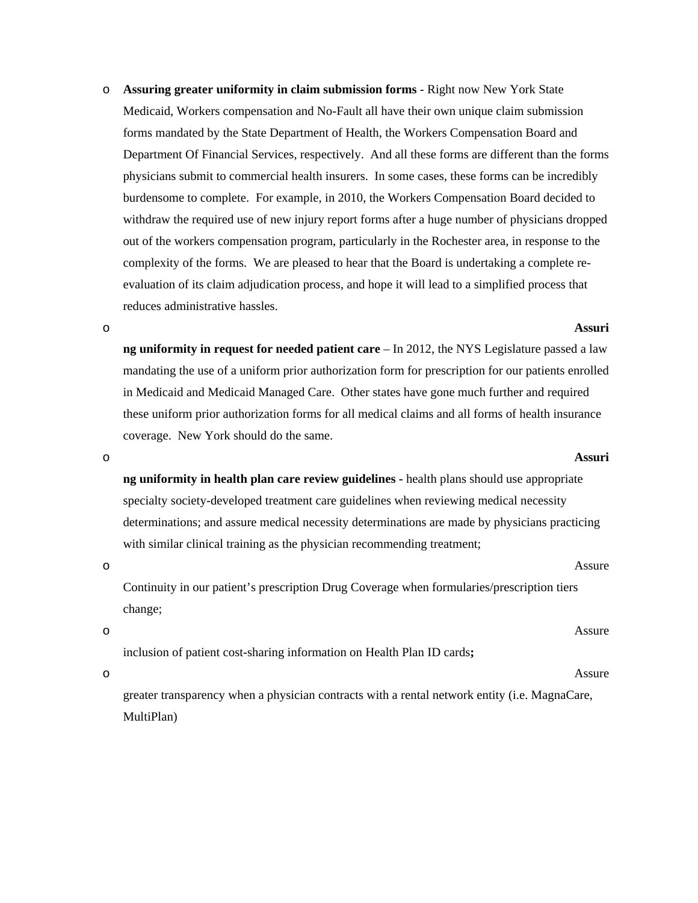- **Assuring greater uniformity in claim submission forms** - Right now New York State Medicaid, Workers compensation and No-Fault all have their own unique claim submission forms mandated by the State Department of Health, the Workers Compensation Board and Department Of Financial Services, respectively. And all these forms are different than the forms physicians submit to commercial health insurers. In some cases, these forms can be incredibly burdensome to complete. For example, in 2010, the Workers Compensation Board decided to withdraw the required use of new injury report forms after a huge number of physicians dropped out of the workers compensation program, particularly in the Rochester area, in response to the complexity of the forms. We are pleased to hear that the Board is undertaking a complete re-evaluation of its claim adjudication process, and hope it will lead to a simplified process that reduces administrative hassles.
- **Assuring uniformity in request for needed patient care** – In 2012, the NYS Legislature passed a law mandating the use of a uniform prior authorization form for prescription for our patients enrolled in Medicaid and Medicaid Managed Care. Other states have gone much further and required these uniform prior authorization forms for all medical claims and all forms of health insurance coverage. New York should do the same.
- **Assuring uniformity in health plan care review guidelines -** health plans should use appropriate specialty society-developed treatment care guidelines when reviewing medical necessity determinations; and assure medical necessity determinations are made by physicians practicing with similar clinical training as the physician recommending treatment;
- Assure Continuity in our patient's prescription Drug Coverage when formularies/prescription tiers change;
- Assure inclusion of patient cost-sharing information on Health Plan ID cards**;**
- Assure greater transparency when a physician contracts with a rental network entity (i.e. MagnaCare, MultiPlan)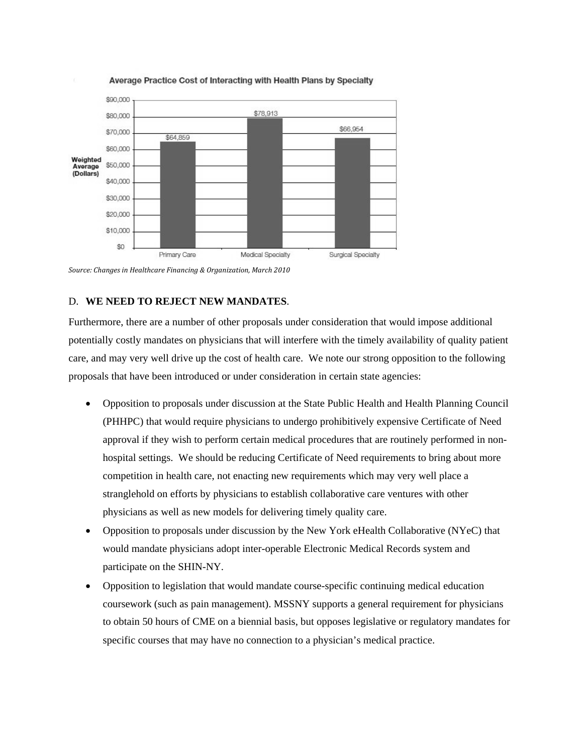**Average Practice Cost of Interacting with Health Plans by Specialty**

| Specialty | Weighted Average (Dollars) |
| --- | --- |
| Primary Care | $64,859 |
| Medical Specialty | $78,913 |
| Surgical Specialty | $66,954 |

*Source: Changes in Healthcare Financing & Organization, March 2010*

D. **WE NEED TO REJECT NEW MANDATES**.

Furthermore, there are a number of other proposals under consideration that would impose additional potentially costly mandates on physicians that will interfere with the timely availability of quality patient care, and may very well drive up the cost of health care. We note our strong opposition to the following proposals that have been introduced or under consideration in certain state agencies:

- Opposition to proposals under discussion at the State Public Health and Health Planning Council (PHHPC) that would require physicians to undergo prohibitively expensive Certificate of Need approval if they wish to perform certain medical procedures that are routinely performed in non-hospital settings. We should be reducing Certificate of Need requirements to bring about more competition in health care, not enacting new requirements which may very well place a stranglehold on efforts by physicians to establish collaborative care ventures with other physicians as well as new models for delivering timely quality care.
- Opposition to proposals under discussion by the New York eHealth Collaborative (NYeC) that would mandate physicians adopt inter-operable Electronic Medical Records system and participate on the SHIN-NY.
- Opposition to legislation that would mandate course-specific continuing medical education coursework (such as pain management). MSSNY supports a general requirement for physicians to obtain 50 hours of CME on a biennial basis, but opposes legislative or regulatory mandates for specific courses that may have no connection to a physician's medical practice.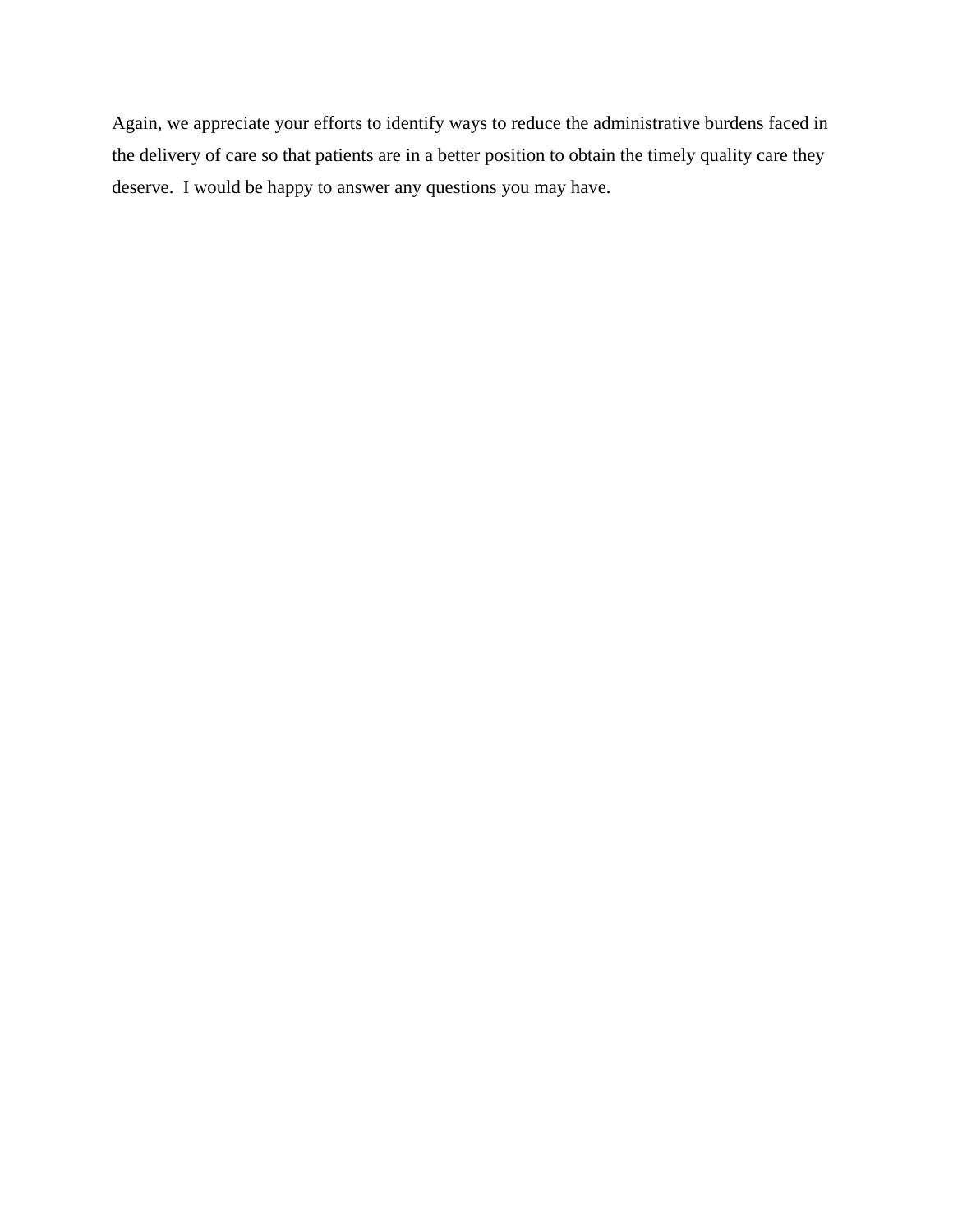Again, we appreciate your efforts to identify ways to reduce the administrative burdens faced in the delivery of care so that patients are in a better position to obtain the timely quality care they deserve. I would be happy to answer any questions you may have.